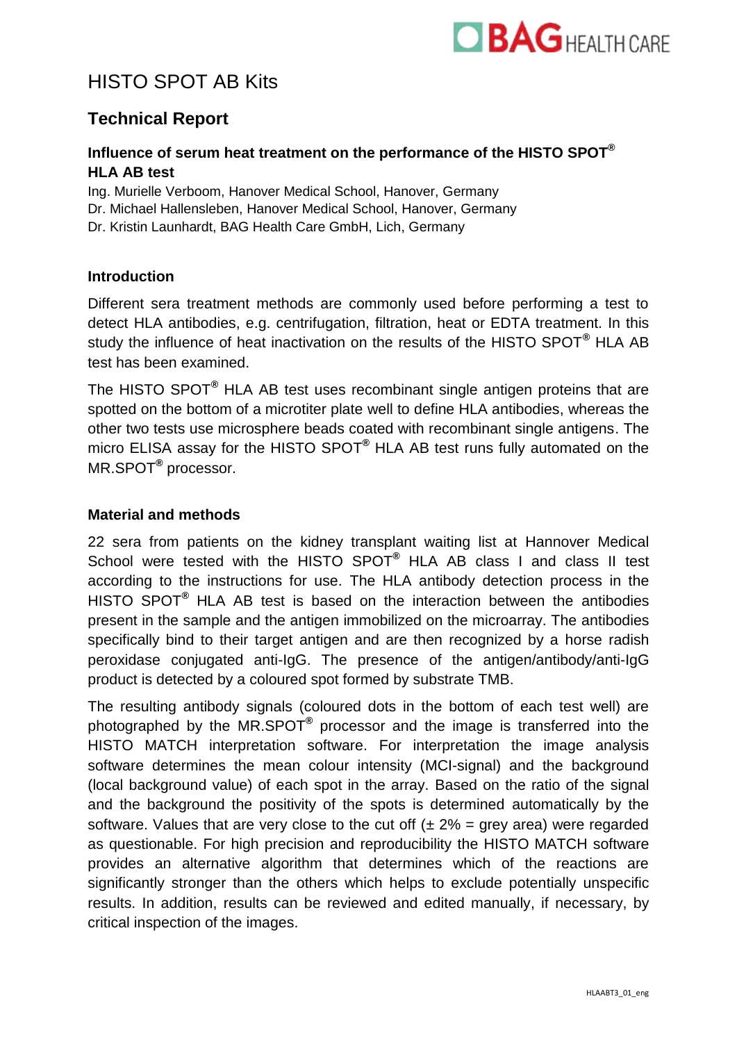# HISTO SPOT AB Kits

## Technical Report

### Influence of serum heat treatment on the performance of the HISTO SPOT® HLA AB test

Ing. Murielle Verboom, Hanover Medical School, Hanover, Germany
Dr. Michael Hallensleben, Hanover Medical School, Hanover, Germany
Dr. Kristin Launhardt, BAG Health Care GmbH, Lich, Germany

#### Introduction

Different sera treatment methods are commonly used before performing a test to detect HLA antibodies, e.g. centrifugation, filtration, heat or EDTA treatment. In this study the influence of heat inactivation on the results of the HISTO SPOT® HLA AB test has been examined.

The HISTO SPOT® HLA AB test uses recombinant single antigen proteins that are spotted on the bottom of a microtiter plate well to define HLA antibodies, whereas the other two tests use microsphere beads coated with recombinant single antigens. The micro ELISA assay for the HISTO SPOT® HLA AB test runs fully automated on the MR.SPOT® processor.

#### Material and methods

22 sera from patients on the kidney transplant waiting list at Hannover Medical School were tested with the HISTO SPOT® HLA AB class I and class II test according to the instructions for use. The HLA antibody detection process in the HISTO SPOT® HLA AB test is based on the interaction between the antibodies present in the sample and the antigen immobilized on the microarray. The antibodies specifically bind to their target antigen and are then recognized by a horse radish peroxidase conjugated anti-IgG. The presence of the antigen/antibody/anti-IgG product is detected by a coloured spot formed by substrate TMB.

The resulting antibody signals (coloured dots in the bottom of each test well) are photographed by the MR.SPOT® processor and the image is transferred into the HISTO MATCH interpretation software. For interpretation the image analysis software determines the mean colour intensity (MCI-signal) and the background (local background value) of each spot in the array. Based on the ratio of the signal and the background the positivity of the spots is determined automatically by the software. Values that are very close to the cut off (± 2% = grey area) were regarded as questionable. For high precision and reproducibility the HISTO MATCH software provides an alternative algorithm that determines which of the reactions are significantly stronger than the others which helps to exclude potentially unspecific results. In addition, results can be reviewed and edited manually, if necessary, by critical inspection of the images.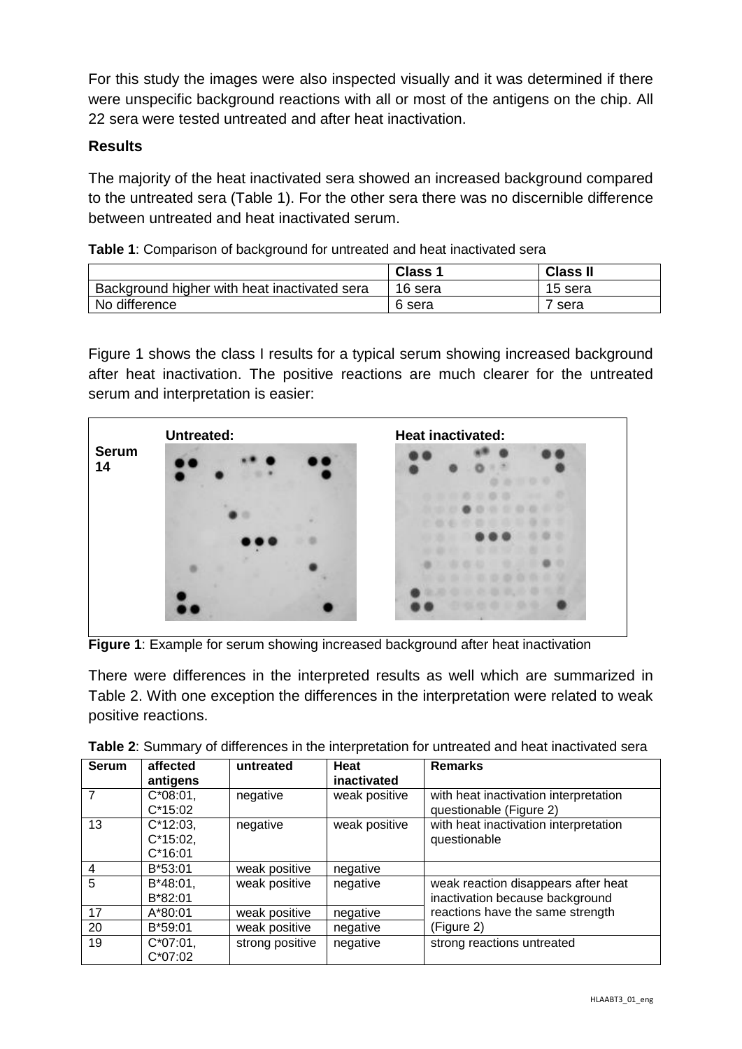For this study the images were also inspected visually and it was determined if there were unspecific background reactions with all or most of the antigens on the chip. All 22 sera were tested untreated and after heat inactivation.

**Results**

The majority of the heat inactivated sera showed an increased background compared to the untreated sera (Table 1). For the other sera there was no discernible difference between untreated and heat inactivated serum.

**Table 1**: Comparison of background for untreated and heat inactivated sera

| | Class 1 | Class II |
|---|---|---|
| Background higher with heat inactivated sera | 16 sera | 15 sera |
| No difference | 6 sera | 7 sera |

Figure 1 shows the class I results for a typical serum showing increased background after heat inactivation. The positive reactions are much clearer for the untreated serum and interpretation is easier:

**Figure 1**: Example for serum showing increased background after heat inactivation

There were differences in the interpreted results as well which are summarized in Table 2. With one exception the differences in the interpretation were related to weak positive reactions.

**Table 2**: Summary of differences in the interpretation for untreated and heat inactivated sera

| Serum | affected antigens | untreated | Heat inactivated | Remarks |
|---|---|---|---|---|
| 7 | C*08:01, C*15:02 | negative | weak positive | with heat inactivation interpretation questionable (Figure 2) |
| 13 | C*12:03, C*15:02, C*16:01 | negative | weak positive | with heat inactivation interpretation questionable |
| 4 | B*53:01 | weak positive | negative | |
| 5 | B*48:01, B*82:01 | weak positive | negative | weak reaction disappears after heat inactivation because background reactions have the same strength (Figure 2) |
| 17 | A*80:01 | weak positive | negative | |
| 20 | B*59:01 | weak positive | negative | |
| 19 | C*07:01, C*07:02 | strong positive | negative | strong reactions untreated |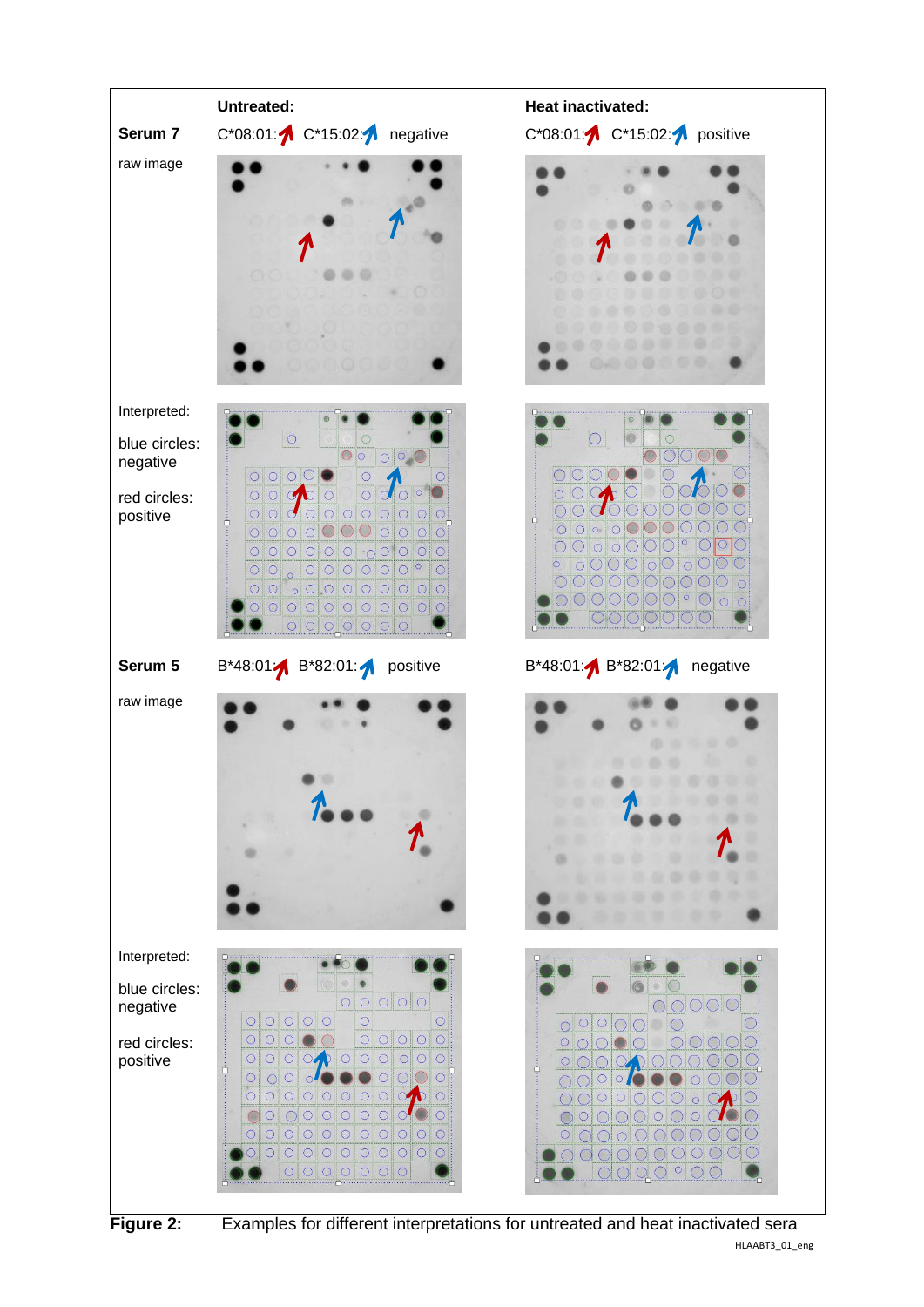| | Untreated: | Heat inactivated: |
| --- | --- | --- |
| **Serum 7** | C*08:01: C*15:02: negative | C*08:01: C*15:02: positive |
| raw image | | |
| Interpreted: blue circles: negative red circles: positive | | |
| **Serum 5** | B*48:01: B*82:01: positive | B*48:01: B*82:01: negative |
| raw image | | |
| Interpreted: blue circles: negative red circles: positive | | |

**Figure 2:** Examples for different interpretations for untreated and heat inactivated sera

HLAABT3_01_eng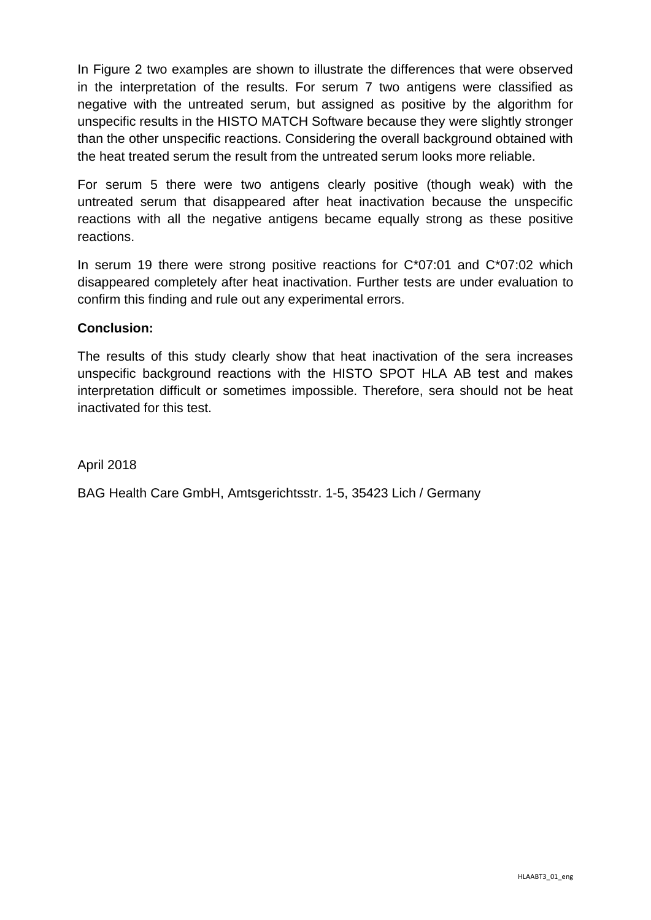In Figure 2 two examples are shown to illustrate the differences that were observed in the interpretation of the results. For serum 7 two antigens were classified as negative with the untreated serum, but assigned as positive by the algorithm for unspecific results in the HISTO MATCH Software because they were slightly stronger than the other unspecific reactions. Considering the overall background obtained with the heat treated serum the result from the untreated serum looks more reliable.

For serum 5 there were two antigens clearly positive (though weak) with the untreated serum that disappeared after heat inactivation because the unspecific reactions with all the negative antigens became equally strong as these positive reactions.

In serum 19 there were strong positive reactions for C*07:01 and C*07:02 which disappeared completely after heat inactivation. Further tests are under evaluation to confirm this finding and rule out any experimental errors.

**Conclusion:**

The results of this study clearly show that heat inactivation of the sera increases unspecific background reactions with the HISTO SPOT HLA AB test and makes interpretation difficult or sometimes impossible. Therefore, sera should not be heat inactivated for this test.

April 2018

BAG Health Care GmbH, Amtsgerichtsstr. 1-5, 35423 Lich / Germany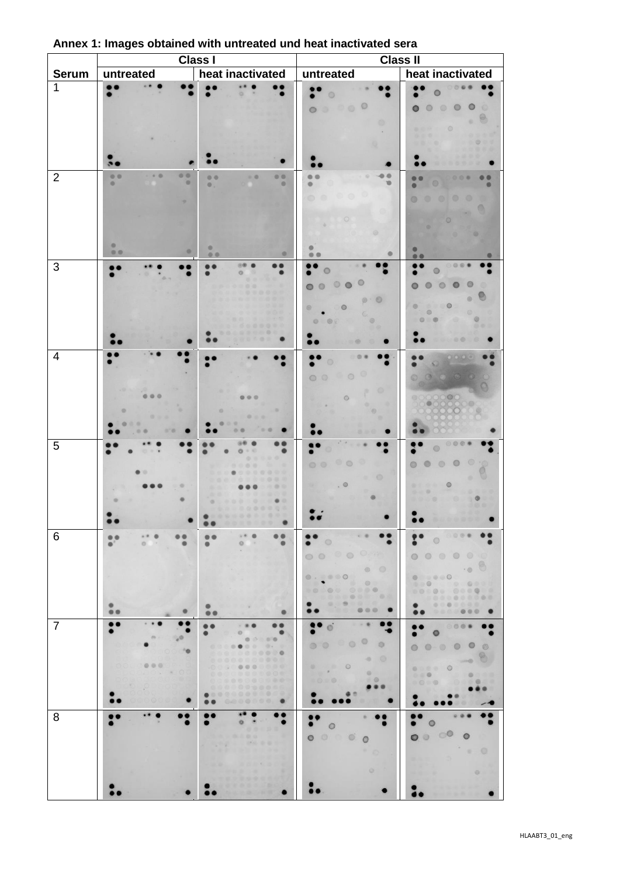**Annex 1: Images obtained with untreated und heat inactivated sera**

| Serum | Class I | | Class II | |
|---|---|---|---|---|
| | untreated | heat inactivated | untreated | heat inactivated |
| 1 | | | | |
| 2 | | | | |
| 3 | | | | |
| 4 | | | | |
| 5 | | | | |
| 6 | | | | |
| 7 | | | | |
| 8 | | | | |

HLAABT3_01_eng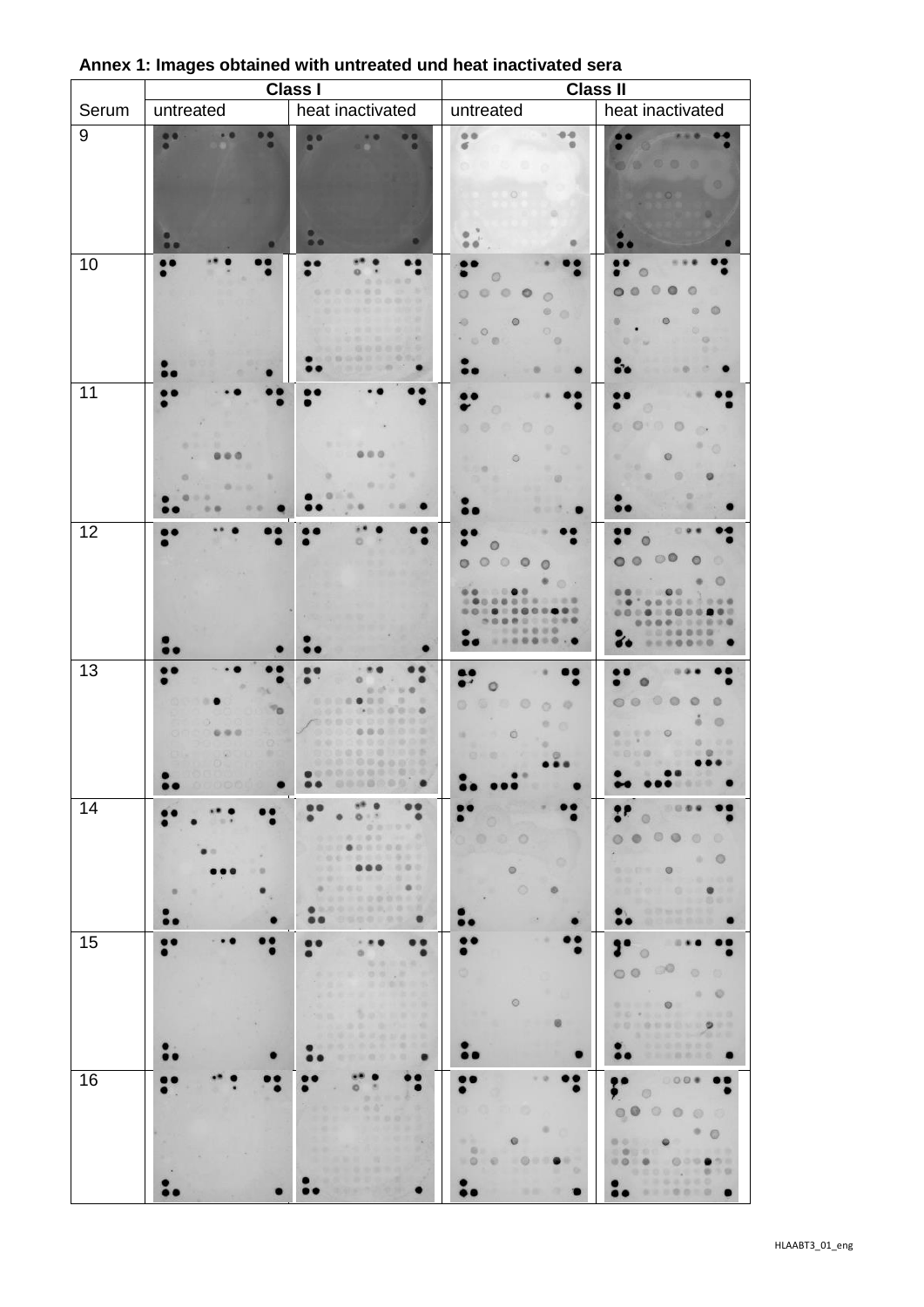**Annex 1: Images obtained with untreated und heat inactivated sera**

| Serum | Class I | | Class II | |
|---|---|---|---|---|
| | untreated | heat inactivated | untreated | heat inactivated |
| 9 | | | | |
| 10 | | | | |
| 11 | | | | |
| 12 | | | | |
| 13 | | | | |
| 14 | | | | |
| 15 | | | | |
| 16 | | | | |

HLAABT3_01_eng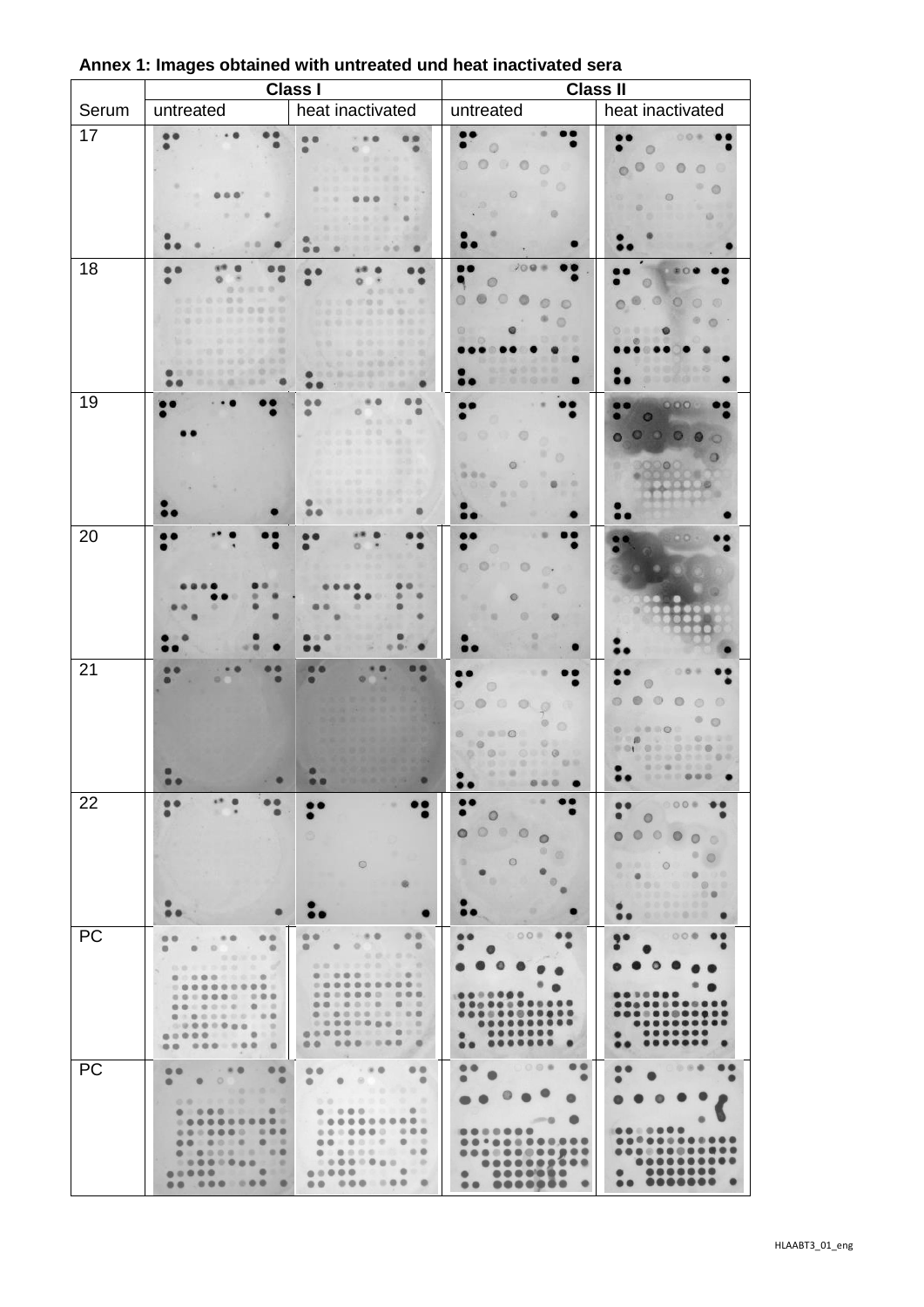**Annex 1: Images obtained with untreated und heat inactivated sera**

| | Class I | | Class II | |
|---|---|---|---|---|
| Serum | untreated | heat inactivated | untreated | heat inactivated |
| 17 | | | | |
| 18 | | | | |
| 19 | | | | |
| 20 | | | | |
| 21 | | | | |
| 22 | | | | |
| PC | | | | |
| PC | | | | |

HLAABT3_01_eng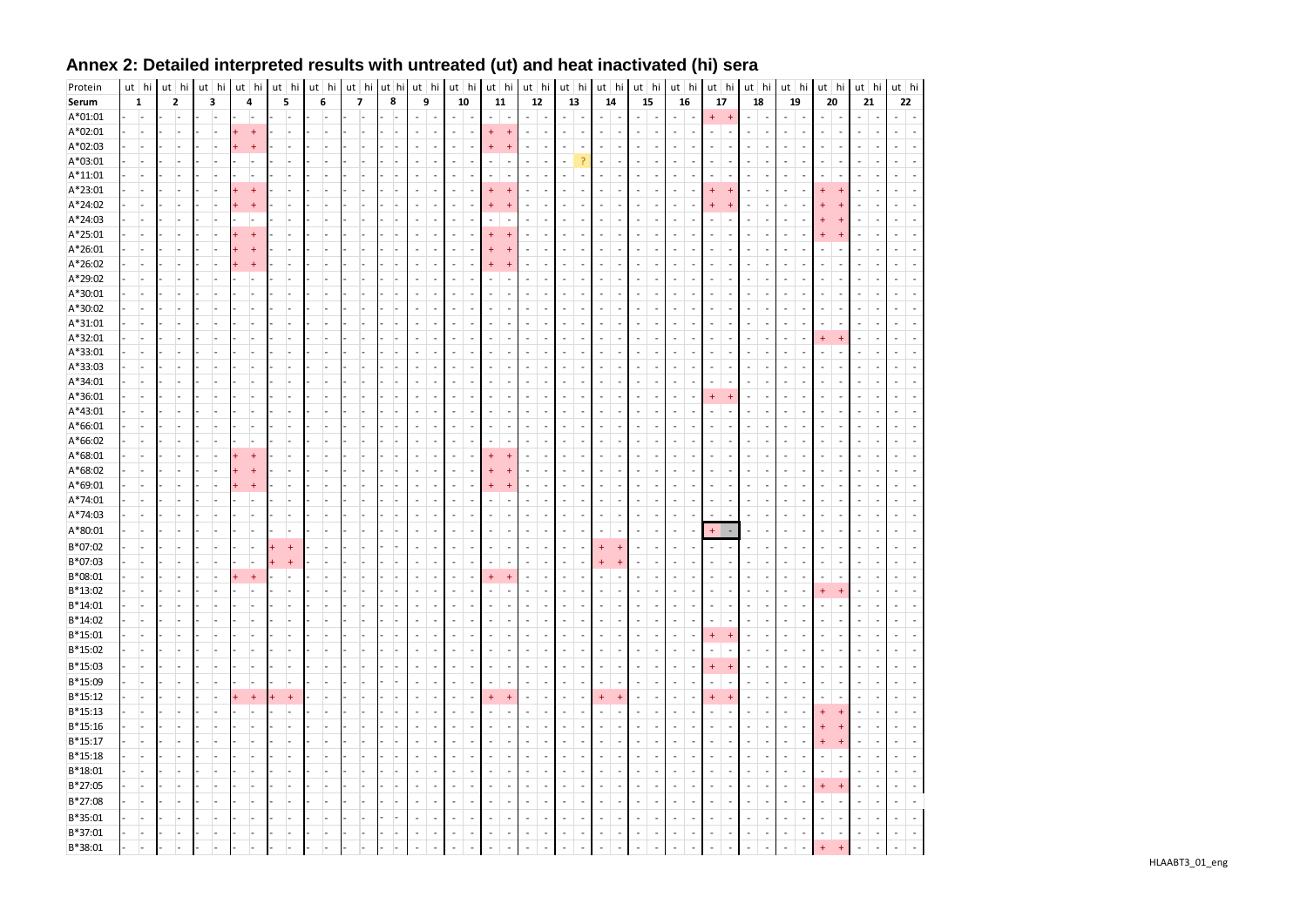## Annex 2: Detailed interpreted results with untreated (ut) and heat inactivated (hi) sera

| Protein | ut | hi | ut | hi | ut | hi | ut | hi | ut | hi | ut | hi | ut | hi | ut | hi | ut | hi | ut | hi | ut | hi | ut | hi | ut | hi | ut | hi | ut | hi | ut | hi | ut | hi | ut | hi | ut | hi | ut | hi | ut | hi | ut | hi |
|---|---|---|---|---|---|---|---|---|---|---|---|---|---|---|---|---|---|---|---|---|---|---|---|---|---|---|---|---|---|---|---|---|---|---|---|---|---|---|---|---|---|---|---|---|
| **Serum** | 1 | | 2 | | 3 | | 4 | | 5 | | 6 | | 7 | | 8 | | 9 | | 10 | | 11 | | 12 | | 13 | | 14 | | 15 | | 16 | | 17 | | 18 | | 19 | | 20 | | 21 | | 22 | |
| A*01:01 | - | - | - | - | - | - | - | - | - | - | - | - | - | - | - | - | - | - | - | - | - | - | - | - | - | - | - | - | - | - | - | - | + | + | - | - | - | - | - | - | - | - | - | - |
| A*02:01 | - | - | - | - | - | - | + | + | - | - | - | - | - | - | - | - | - | - | - | - | + | + | - | - | - | - | - | - | - | - | - | - | - | - | - | - | - | - | - | - | - | - | - | - |
| A*02:03 | - | - | - | - | - | - | + | + | - | - | - | - | - | - | - | - | - | - | - | - | + | + | - | - | - | - | - | - | - | - | - | - | - | - | - | - | - | - | - | - | - | - | - | - |
| A*03:01 | - | - | - | - | - | - | - | - | - | - | - | - | - | - | - | - | - | - | - | - | - | - | - | - | - | ? | - | - | - | - | - | - | - | - | - | - | - | - | - | - | - | - | - | - |
| A*11:01 | - | - | - | - | - | - | - | - | - | - | - | - | - | - | - | - | - | - | - | - | - | - | - | - | - | - | - | - | - | - | - | - | - | - | - | - | - | - | - | - | - | - | - | - |
| A*23:01 | - | - | - | - | - | - | + | + | - | - | - | - | - | - | - | - | - | - | - | - | + | + | - | - | - | - | - | - | - | - | - | - | + | + | - | - | - | - | + | + | - | - | - | - |
| A*24:02 | - | - | - | - | - | - | + | + | - | - | - | - | - | - | - | - | - | - | - | - | + | + | - | - | - | - | - | - | - | - | - | - | + | + | - | - | - | - | + | + | - | - | - | - |
| A*24:03 | - | - | - | - | - | - | - | - | - | - | - | - | - | - | - | - | - | - | - | - | - | - | - | - | - | - | - | - | - | - | - | - | - | - | - | - | - | - | + | + | - | - | - | - |
| A*25:01 | - | - | - | - | - | - | + | + | - | - | - | - | - | - | - | - | - | - | - | - | + | + | - | - | - | - | - | - | - | - | - | - | - | - | - | - | - | - | + | + | - | - | - | - |
| A*26:01 | - | - | - | - | - | - | + | + | - | - | - | - | - | - | - | - | - | - | - | - | + | + | - | - | - | - | - | - | - | - | - | - | - | - | - | - | - | - | - | - | - | - | - | - |
| A*26:02 | - | - | - | - | - | - | + | + | - | - | - | - | - | - | - | - | - | - | - | - | + | + | - | - | - | - | - | - | - | - | - | - | - | - | - | - | - | - | - | - | - | - | - | - |
| A*29:02 | - | - | - | - | - | - | - | - | - | - | - | - | - | - | - | - | - | - | - | - | - | - | - | - | - | - | - | - | - | - | - | - | - | - | - | - | - | - | - | - | - | - | - | - |
| A*30:01 | - | - | - | - | - | - | - | - | - | - | - | - | - | - | - | - | - | - | - | - | - | - | - | - | - | - | - | - | - | - | - | - | - | - | - | - | - | - | - | - | - | - | - | - |
| A*30:02 | - | - | - | - | - | - | - | - | - | - | - | - | - | - | - | - | - | - | - | - | - | - | - | - | - | - | - | - | - | - | - | - | - | - | - | - | - | - | - | - | - | - | - | - |
| A*31:01 | - | - | - | - | - | - | - | - | - | - | - | - | - | - | - | - | - | - | - | - | - | - | - | - | - | - | - | - | - | - | - | - | - | - | - | - | - | - | - | - | - | - | - | - |
| A*32:01 | - | - | - | - | - | - | - | - | - | - | - | - | - | - | - | - | - | - | - | - | - | - | - | - | - | - | - | - | - | - | - | - | - | - | - | - | - | - | + | + | - | - | - | - |
| A*33:01 | - | - | - | - | - | - | - | - | - | - | - | - | - | - | - | - | - | - | - | - | - | - | - | - | - | - | - | - | - | - | - | - | - | - | - | - | - | - | - | - | - | - | - | - |
| A*33:03 | - | - | - | - | - | - | - | - | - | - | - | - | - | - | - | - | - | - | - | - | - | - | - | - | - | - | - | - | - | - | - | - | - | - | - | - | - | - | - | - | - | - | - | - |
| A*34:01 | - | - | - | - | - | - | - | - | - | - | - | - | - | - | - | - | - | - | - | - | - | - | - | - | - | - | - | - | - | - | - | - | - | - | - | - | - | - | - | - | - | - | - | - |
| A*36:01 | - | - | - | - | - | - | - | - | - | - | - | - | - | - | - | - | - | - | - | - | - | - | - | - | - | - | - | - | - | - | - | - | + | + | - | - | - | - | - | - | - | - | - | - |
| A*43:01 | - | - | - | - | - | - | - | - | - | - | - | - | - | - | - | - | - | - | - | - | - | - | - | - | - | - | - | - | - | - | - | - | - | - | - | - | - | - | - | - | - | - | - | - |
| A*66:01 | - | - | - | - | - | - | - | - | - | - | - | - | - | - | - | - | - | - | - | - | - | - | - | - | - | - | - | - | - | - | - | - | - | - | - | - | - | - | - | - | - | - | - | - |
| A*66:02 | - | - | - | - | - | - | - | - | - | - | - | - | - | - | - | - | - | - | - | - | - | - | - | - | - | - | - | - | - | - | - | - | - | - | - | - | - | - | - | - | - | - | - | - |
| A*68:01 | - | - | - | - | - | - | + | + | - | - | - | - | - | - | - | - | - | - | - | - | + | + | - | - | - | - | - | - | - | - | - | - | - | - | - | - | - | - | - | - | - | - | - | - |
| A*68:02 | - | - | - | - | - | - | + | + | - | - | - | - | - | - | - | - | - | - | - | - | + | + | - | - | - | - | - | - | - | - | - | - | - | - | - | - | - | - | - | - | - | - | - | - |
| A*69:01 | - | - | - | - | - | - | + | + | - | - | - | - | - | - | - | - | - | - | - | - | + | + | - | - | - | - | - | - | - | - | - | - | - | - | - | - | - | - | - | - | - | - | - | - |
| A*74:01 | - | - | - | - | - | - | - | - | - | - | - | - | - | - | - | - | - | - | - | - | - | - | - | - | - | - | - | - | - | - | - | - | - | - | - | - | - | - | - | - | - | - | - | - |
| A*74:03 | - | - | - | - | - | - | - | - | - | - | - | - | - | - | - | - | - | - | - | - | - | - | - | - | - | - | - | - | - | - | - | - | - | - | - | - | - | - | - | - | - | - | - | - |
| A*80:01 | - | - | - | - | - | - | - | - | - | - | - | - | - | - | - | - | - | - | - | - | - | - | - | - | - | - | - | - | - | - | - | - | + | - | - | - | - | - | - | - | - | - | - | - |
| B*07:02 | - | - | - | - | - | - | - | - | + | + | - | - | - | - | - | - | - | - | - | - | - | - | - | - | - | - | + | + | - | - | - | - | - | - | - | - | - | - | - | - | - | - | - | - |
| B*07:03 | - | - | - | - | - | - | - | - | + | + | - | - | - | - | - | - | - | - | - | - | - | - | - | - | - | - | + | + | - | - | - | - | - | - | - | - | - | - | - | - | - | - | - | - |
| B*08:01 | - | - | - | - | - | - | + | + | - | - | - | - | - | - | - | - | - | - | - | - | + | + | - | - | - | - | - | - | - | - | - | - | - | - | - | - | - | - | - | - | - | - | - | - |
| B*13:02 | - | - | - | - | - | - | - | - | - | - | - | - | - | - | - | - | - | - | - | - | - | - | - | - | - | - | - | - | - | - | - | - | - | - | - | - | - | - | + | + | - | - | - | - |
| B*14:01 | - | - | - | - | - | - | - | - | - | - | - | - | - | - | - | - | - | - | - | - | - | - | - | - | - | - | - | - | - | - | - | - | - | - | - | - | - | - | - | - | - | - | - | - |
| B*14:02 | - | - | - | - | - | - | - | - | - | - | - | - | - | - | - | - | - | - | - | - | - | - | - | - | - | - | - | - | - | - | - | - | - | - | - | - | - | - | - | - | - | - | - | - |
| B*15:01 | - | - | - | - | - | - | - | - | - | - | - | - | - | - | - | - | - | - | - | - | - | - | - | - | - | - | - | - | - | - | - | - | + | + | - | - | - | - | - | - | - | - | - | - |
| B*15:02 | - | - | - | - | - | - | - | - | - | - | - | - | - | - | - | - | - | - | - | - | - | - | - | - | - | - | - | - | - | - | - | - | - | - | - | - | - | - | - | - | - | - | - | - |
| B*15:03 | - | - | - | - | - | - | - | - | - | - | - | - | - | - | - | - | - | - | - | - | - | - | - | - | - | - | - | - | - | - | - | - | + | + | - | - | - | - | - | - | - | - | - | - |
| B*15:09 | - | - | - | - | - | - | - | - | - | - | - | - | - | - | - | - | - | - | - | - | - | - | - | - | - | - | - | - | - | - | - | - | - | - | - | - | - | - | - | - | - | - | - | - |
| B*15:12 | - | - | - | - | - | - | + | + | + | + | - | - | - | - | - | - | - | - | - | - | + | + | - | - | - | - | + | + | - | - | - | - | + | + | - | - | - | - | - | - | - | - | - | - |
| B*15:13 | - | - | - | - | - | - | - | - | - | - | - | - | - | - | - | - | - | - | - | - | - | - | - | - | - | - | - | - | - | - | - | - | - | - | - | - | - | - | + | + | - | - | - | - |
| B*15:16 | - | - | - | - | - | - | - | - | - | - | - | - | - | - | - | - | - | - | - | - | - | - | - | - | - | - | - | - | - | - | - | - | - | - | - | - | - | - | + | + | - | - | - | - |
| B*15:17 | - | - | - | - | - | - | - | - | - | - | - | - | - | - | - | - | - | - | - | - | - | - | - | - | - | - | - | - | - | - | - | - | - | - | - | - | - | - | + | + | - | - | - | - |
| B*15:18 | - | - | - | - | - | - | - | - | - | - | - | - | - | - | - | - | - | - | - | - | - | - | - | - | - | - | - | - | - | - | - | - | - | - | - | - | - | - | - | - | - | - | - | - |
| B*18:01 | - | - | - | - | - | - | - | - | - | - | - | - | - | - | - | - | - | - | - | - | - | - | - | - | - | - | - | - | - | - | - | - | - | - | - | - | - | - | - | - | - | - | - | - |
| B*27:05 | - | - | - | - | - | - | - | - | - | - | - | - | - | - | - | - | - | - | - | - | - | - | - | - | - | - | - | - | - | - | - | - | - | - | - | - | - | - | + | + | - | - | - | - |
| B*27:08 | - | - | - | - | - | - | - | - | - | - | - | - | - | - | - | - | - | - | - | - | - | - | - | - | - | - | - | - | - | - | - | - | - | - | - | - | - | - | - | - | - | - | - | - |
| B*35:01 | - | - | - | - | - | - | - | - | - | - | - | - | - | - | - | - | - | - | - | - | - | - | - | - | - | - | - | - | - | - | - | - | - | - | - | - | - | - | - | - | - | - | - | - |
| B*37:01 | - | - | - | - | - | - | - | - | - | - | - | - | - | - | - | - | - | - | - | - | - | - | - | - | - | - | - | - | - | - | - | - | - | - | - | - | - | - | - | - | - | - | - | - |
| B*38:01 | - | - | - | - | - | - | - | - | - | - | - | - | - | - | - | - | - | - | - | - | - | - | - | - | - | - | - | - | - | - | - | - | - | - | - | - | - | - | + | + | - | - | - | - |

HLAABT3_01_eng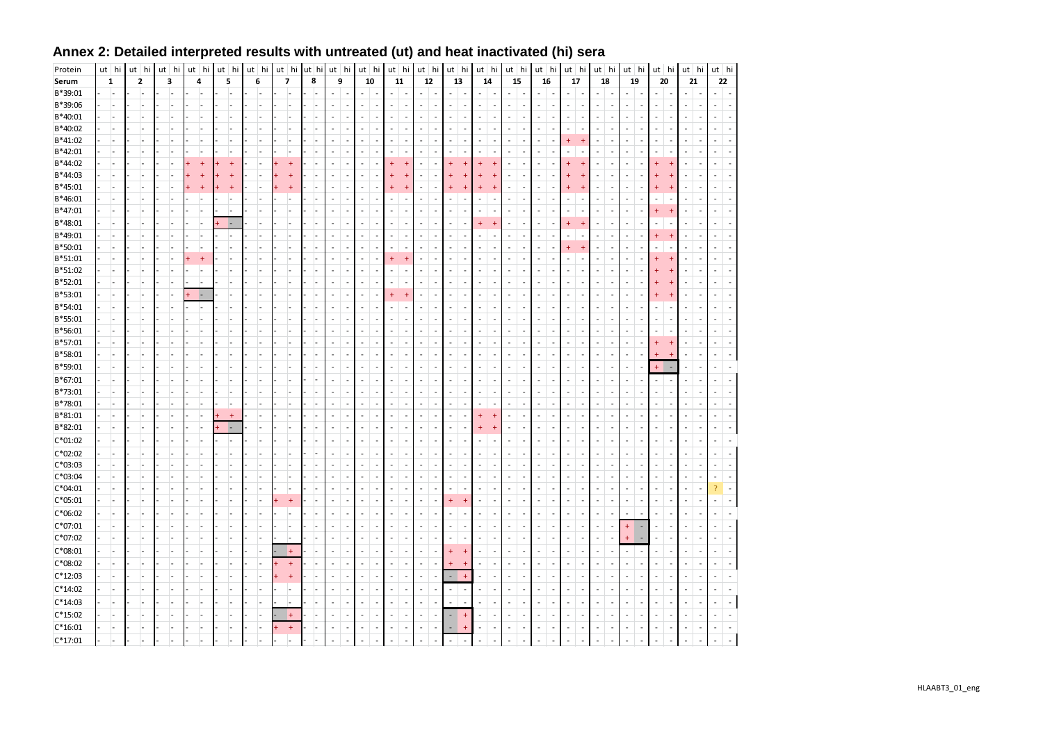# Annex 2: Detailed interpreted results with untreated (ut) and heat inactivated (hi) sera

| Protein | ut | hi | ut | hi | ut | hi | ut | hi | ut | hi | ut | hi | ut | hi | ut | hi | ut | hi | ut | hi | ut | hi | ut | hi | ut | hi | ut | hi | ut | hi | ut | hi | ut | hi | ut | hi | ut | hi | ut | hi | ut | hi | ut | hi |
|---|---|---|---|---|---|---|---|---|---|---|---|---|---|---|---|---|---|---|---|---|---|---|---|---|---|---|---|---|---|---|---|---|---|---|---|---|---|---|---|---|---|---|---|---|
| **Serum** | **1** | | **2** | | **3** | | **4** | | **5** | | **6** | | **7** | | **8** | | **9** | | **10** | | **11** | | **12** | | **13** | | **14** | | **15** | | **16** | | **17** | | **18** | | **19** | | **20** | | **21** | | **22** | |
| B*39:01 | - | - | - | - | - | - | - | - | - | - | - | - | - | - | - | - | - | - | - | - | - | - | - | - | - | - | - | - | - | - | - | - | - | - | - | - | - | - | - | - | - | - | - | - |
| B*39:06 | - | - | - | - | - | - | - | - | - | - | - | - | - | - | - | - | - | - | - | - | - | - | - | - | - | - | - | - | - | - | - | - | - | - | - | - | - | - | - | - | - | - | - | - |
| B*40:01 | - | - | - | - | - | - | - | - | - | - | - | - | - | - | - | - | - | - | - | - | - | - | - | - | - | - | - | - | - | - | - | - | - | - | - | - | - | - | - | - | - | - | - | - |
| B*40:02 | - | - | - | - | - | - | - | - | - | - | - | - | - | - | - | - | - | - | - | - | - | - | - | - | - | - | - | - | - | - | - | - | - | - | - | - | - | - | - | - | - | - | - | - |
| B*41:02 | - | - | - | - | - | - | - | - | - | - | - | - | - | - | - | - | - | - | - | - | - | - | - | - | - | - | - | - | - | - | - | - | + | + | - | - | - | - | - | - | - | - | - | - |
| B*42:01 | - | - | - | - | - | - | - | - | - | - | - | - | - | - | - | - | - | - | - | - | - | - | - | - | - | - | - | - | - | - | - | - | - | - | - | - | - | - | - | - | - | - | - | - |
| B*44:02 | - | - | - | - | - | - | + | + | + | + | - | - | + | + | - | - | - | - | - | - | + | + | - | - | + | + | + | + | - | - | - | - | + | + | - | - | - | - | + | + | - | - | - | - |
| B*44:03 | - | - | - | - | - | - | + | + | + | + | - | - | + | + | - | - | - | - | - | - | + | + | - | - | + | + | + | + | - | - | - | - | + | + | - | - | - | - | + | + | - | - | - | - |
| B*45:01 | - | - | - | - | - | - | + | + | + | + | - | - | + | + | - | - | - | - | - | - | + | + | - | - | + | + | + | + | - | - | - | - | + | + | - | - | - | - | + | + | - | - | - | - |
| B*46:01 | - | - | - | - | - | - | - | - | - | - | - | - | - | - | - | - | - | - | - | - | - | - | - | - | - | - | - | - | - | - | - | - | - | - | - | - | - | - | - | - | - | - | - | - |
| B*47:01 | - | - | - | - | - | - | - | - | - | - | - | - | - | - | - | - | - | - | - | - | - | - | - | - | - | - | - | - | - | - | - | - | - | - | - | - | - | - | + | + | - | - | - | - |
| B*48:01 | - | - | - | - | - | - | - | - | + | - | - | - | - | - | - | - | - | - | - | - | - | - | - | - | - | - | + | + | - | - | - | - | + | + | - | - | - | - | - | - | - | - | - | - |
| B*49:01 | - | - | - | - | - | - | - | - | - | - | - | - | - | - | - | - | - | - | - | - | - | - | - | - | - | - | - | - | - | - | - | - | - | - | - | - | - | - | + | + | - | - | - | - |
| B*50:01 | - | - | - | - | - | - | - | - | - | - | - | - | - | - | - | - | - | - | - | - | - | - | - | - | - | - | - | - | - | - | - | - | + | + | - | - | - | - | - | - | - | - | - | - |
| B*51:01 | - | - | - | - | - | - | + | + | - | - | - | - | - | - | - | - | - | - | - | - | + | + | - | - | - | - | - | - | - | - | - | - | - | - | - | - | - | - | + | + | - | - | - | - |
| B*51:02 | - | - | - | - | - | - | - | - | - | - | - | - | - | - | - | - | - | - | - | - | - | - | - | - | - | - | - | - | - | - | - | - | - | - | - | - | - | - | + | + | - | - | - | - |
| B*52:01 | - | - | - | - | - | - | - | - | - | - | - | - | - | - | - | - | - | - | - | - | - | - | - | - | - | - | - | - | - | - | - | - | - | - | - | - | - | - | + | + | - | - | - | - |
| B*53:01 | - | - | - | - | - | - | + | - | - | - | - | - | - | - | - | - | - | - | - | - | + | + | - | - | - | - | - | - | - | - | - | - | - | - | - | - | - | - | + | + | - | - | - | - |
| B*54:01 | - | - | - | - | - | - | - | - | - | - | - | - | - | - | - | - | - | - | - | - | - | - | - | - | - | - | - | - | - | - | - | - | - | - | - | - | - | - | - | - | - | - | - | - |
| B*55:01 | - | - | - | - | - | - | - | - | - | - | - | - | - | - | - | - | - | - | - | - | - | - | - | - | - | - | - | - | - | - | - | - | - | - | - | - | - | - | - | - | - | - | - | - |
| B*56:01 | - | - | - | - | - | - | - | - | - | - | - | - | - | - | - | - | - | - | - | - | - | - | - | - | - | - | - | - | - | - | - | - | - | - | - | - | - | - | - | - | - | - | - | - |
| B*57:01 | - | - | - | - | - | - | - | - | - | - | - | - | - | - | - | - | - | - | - | - | - | - | - | - | - | - | - | - | - | - | - | - | - | - | - | - | - | - | + | + | - | - | - | - |
| B*58:01 | - | - | - | - | - | - | - | - | - | - | - | - | - | - | - | - | - | - | - | - | - | - | - | - | - | - | - | - | - | - | - | - | - | - | - | - | - | - | + | + | - | - | - | - |
| B*59:01 | - | - | - | - | - | - | - | - | - | - | - | - | - | - | - | - | - | - | - | - | - | - | - | - | - | - | - | - | - | - | - | - | - | - | - | - | - | - | + | - | - | - | - | - |
| B*67:01 | - | - | - | - | - | - | - | - | - | - | - | - | - | - | - | - | - | - | - | - | - | - | - | - | - | - | - | - | - | - | - | - | - | - | - | - | - | - | - | - | - | - | - | - |
| B*73:01 | - | - | - | - | - | - | - | - | - | - | - | - | - | - | - | - | - | - | - | - | - | - | - | - | - | - | - | - | - | - | - | - | - | - | - | - | - | - | - | - | - | - | - | - |
| B*78:01 | - | - | - | - | - | - | - | - | - | - | - | - | - | - | - | - | - | - | - | - | - | - | - | - | - | - | - | - | - | - | - | - | - | - | - | - | - | - | - | - | - | - | - | - |
| B*81:01 | - | - | - | - | - | - | - | - | + | + | - | - | - | - | - | - | - | - | - | - | - | - | - | - | - | - | + | + | - | - | - | - | - | - | - | - | - | - | - | - | - | - | - | - |
| B*82:01 | - | - | - | - | - | - | - | - | + | - | - | - | - | - | - | - | - | - | - | - | - | - | - | - | - | - | + | + | - | - | - | - | - | - | - | - | - | - | - | - | - | - | - | - |
| C*01:02 | - | - | - | - | - | - | - | - | - | - | - | - | - | - | - | - | - | - | - | - | - | - | - | - | - | - | - | - | - | - | - | - | - | - | - | - | - | - | - | - | - | - | - | - |
| C*02:02 | - | - | - | - | - | - | - | - | - | - | - | - | - | - | - | - | - | - | - | - | - | - | - | - | - | - | - | - | - | - | - | - | - | - | - | - | - | - | - | - | - | - | - | - |
| C*03:03 | - | - | - | - | - | - | - | - | - | - | - | - | - | - | - | - | - | - | - | - | - | - | - | - | - | - | - | - | - | - | - | - | - | - | - | - | - | - | - | - | - | - | - | - |
| C*03:04 | - | - | - | - | - | - | - | - | - | - | - | - | - | - | - | - | - | - | - | - | - | - | - | - | - | - | - | - | - | - | - | - | - | - | - | - | - | - | - | - | - | - | - | - |
| C*04:01 | - | - | - | - | - | - | - | - | - | - | - | - | - | - | - | - | - | - | - | - | - | - | - | - | - | - | - | - | - | - | - | - | - | - | - | - | - | - | - | - | - | - | ? | - |
| C*05:01 | - | - | - | - | - | - | - | - | - | - | - | - | + | + | - | - | - | - | - | - | - | - | - | - | + | + | - | - | - | - | - | - | - | - | - | - | - | - | - | - | - | - | - | - |
| C*06:02 | - | - | - | - | - | - | - | - | - | - | - | - | - | - | - | - | - | - | - | - | - | - | - | - | - | - | - | - | - | - | - | - | - | - | - | - | - | - | - | - | - | - | - | - |
| C*07:01 | - | - | - | - | - | - | - | - | - | - | - | - | - | - | - | - | - | - | - | - | - | - | - | - | - | - | - | - | - | - | - | - | - | - | - | - | + | - | - | - | - | - | - | - |
| C*07:02 | - | - | - | - | - | - | - | - | - | - | - | - | - | - | - | - | - | - | - | - | - | - | - | - | - | - | - | - | - | - | - | - | - | - | - | - | + | - | - | - | - | - | - | - |
| C*08:01 | - | - | - | - | - | - | - | - | - | - | - | - | - | + | - | - | - | - | - | - | - | - | - | - | + | + | - | - | - | - | - | - | - | - | - | - | - | - | - | - | - | - | - | - |
| C*08:02 | - | - | - | - | - | - | - | - | - | - | - | - | + | + | - | - | - | - | - | - | - | - | - | - | + | + | - | - | - | - | - | - | - | - | - | - | - | - | - | - | - | - | - | - |
| C*12:03 | - | - | - | - | - | - | - | - | - | - | - | - | + | + | - | - | - | - | - | - | - | - | - | - | - | + | - | - | - | - | - | - | - | - | - | - | - | - | - | - | - | - | - | - |
| C*14:02 | - | - | - | - | - | - | - | - | - | - | - | - | - | - | - | - | - | - | - | - | - | - | - | - | - | - | - | - | - | - | - | - | - | - | - | - | - | - | - | - | - | - | - | - |
| C*14:03 | - | - | - | - | - | - | - | - | - | - | - | - | - | - | - | - | - | - | - | - | - | - | - | - | - | - | - | - | - | - | - | - | - | - | - | - | - | - | - | - | - | - | - | - |
| C*15:02 | - | - | - | - | - | - | - | - | - | - | - | - | - | + | - | - | - | - | - | - | - | - | - | - | - | + | - | - | - | - | - | - | - | - | - | - | - | - | - | - | - | - | - | - |
| C*16:01 | - | - | - | - | - | - | - | - | - | - | - | - | + | + | - | - | - | - | - | - | - | - | - | - | - | + | - | - | - | - | - | - | - | - | - | - | - | - | - | - | - | - | - | - |
| C*17:01 | - | - | - | - | - | - | - | - | - | - | - | - | - | - | - | - | - | - | - | - | - | - | - | - | - | - | - | - | - | - | - | - | - | - | - | - | - | - | - | - | - | - | - | - |

HLAABT3_01_eng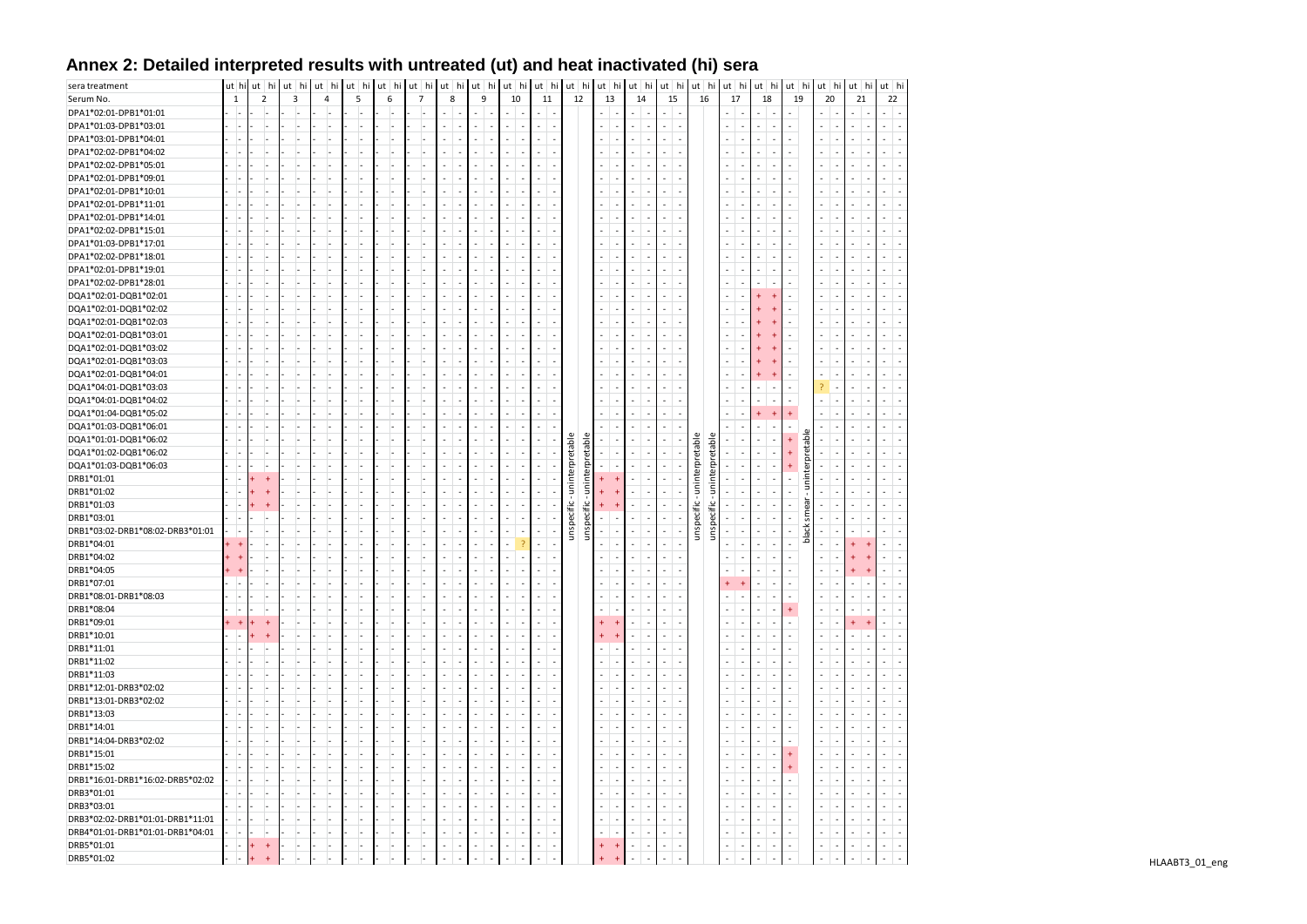# Annex 2: Detailed interpreted results with untreated (ut) and heat inactivated (hi) sera

| sera treatment | ut | hi | ut | hi | ut | hi | ut | hi | ut | hi | ut | hi | ut | hi | ut | hi | ut | hi | ut | hi | ut | hi | ut | hi | ut | hi | ut | hi | ut | hi | ut | hi | ut | hi | ut | hi | ut | hi | ut | hi | ut | hi | ut | hi |
|---|---|---|---|---|---|---|---|---|---|---|---|---|---|---|---|---|---|---|---|---|---|---|---|---|---|---|---|---|---|---|---|---|---|---|---|---|---|---|---|---|---|---|---|---|
| Serum No. | 1 | | 2 | | 3 | | 4 | | 5 | | 6 | | 7 | | 8 | | 9 | | 10 | | 11 | | 12 | | 13 | | 14 | | 15 | | 16 | | 17 | | 18 | | 19 | | 20 | | 21 | | 22 | |
| DPA1*02:01-DPB1*01:01 | - | - | - | - | - | - | - | - | - | - | - | - | - | - | - | - | - | - | - | - | - | - | unspecific - uninterpretable | unspecific - uninterpretable | - | - | - | - | - | - | unspecific - uninterpretable | unspecific - uninterpretable | - | - | - | - | - | black smear - uninterpretable | - | - | - | - | - | - |
| DPA1*01:03-DPB1*03:01 | - | - | - | - | - | - | - | - | - | - | - | - | - | - | - | - | - | - | - | - | - | - | | | - | - | - | - | - | - | | | - | - | - | - | - | | - | - | - | - | - | - |
| DPA1*03:01-DPB1*04:01 | - | - | - | - | - | - | - | - | - | - | - | - | - | - | - | - | - | - | - | - | - | - | | | - | - | - | - | - | - | | | - | - | - | - | - | | - | - | - | - | - | - |
| DPA1*02:02-DPB1*04:02 | - | - | - | - | - | - | - | - | - | - | - | - | - | - | - | - | - | - | - | - | - | - | | | - | - | - | - | - | - | | | - | - | - | - | - | | - | - | - | - | - | - |
| DPA1*02:02-DPB1*05:01 | - | - | - | - | - | - | - | - | - | - | - | - | - | - | - | - | - | - | - | - | - | - | | | - | - | - | - | - | - | | | - | - | - | - | - | | - | - | - | - | - | - |
| DPA1*02:01-DPB1*09:01 | - | - | - | - | - | - | - | - | - | - | - | - | - | - | - | - | - | - | - | - | - | - | | | - | - | - | - | - | - | | | - | - | - | - | - | | - | - | - | - | - | - |
| DPA1*02:01-DPB1*10:01 | - | - | - | - | - | - | - | - | - | - | - | - | - | - | - | - | - | - | - | - | - | - | | | - | - | - | - | - | - | | | - | - | - | - | - | | - | - | - | - | - | - |
| DPA1*02:01-DPB1*11:01 | - | - | - | - | - | - | - | - | - | - | - | - | - | - | - | - | - | - | - | - | - | - | | | - | - | - | - | - | - | | | - | - | - | - | - | | - | - | - | - | - | - |
| DPA1*02:01-DPB1*14:01 | - | - | - | - | - | - | - | - | - | - | - | - | - | - | - | - | - | - | - | - | - | - | | | - | - | - | - | - | - | | | - | - | - | - | - | | - | - | - | - | - | - |
| DPA1*02:02-DPB1*15:01 | - | - | - | - | - | - | - | - | - | - | - | - | - | - | - | - | - | - | - | - | - | - | | | - | - | - | - | - | - | | | - | - | - | - | - | | - | - | - | - | - | - |
| DPA1*01:03-DPB1*17:01 | - | - | - | - | - | - | - | - | - | - | - | - | - | - | - | - | - | - | - | - | - | - | | | - | - | - | - | - | - | | | - | - | - | - | - | | - | - | - | - | - | - |
| DPA1*02:02-DPB1*18:01 | - | - | - | - | - | - | - | - | - | - | - | - | - | - | - | - | - | - | - | - | - | - | | | - | - | - | - | - | - | | | - | - | - | - | - | | - | - | - | - | - | - |
| DPA1*02:01-DPB1*19:01 | - | - | - | - | - | - | - | - | - | - | - | - | - | - | - | - | - | - | - | - | - | - | | | - | - | - | - | - | - | | | - | - | - | - | - | | - | - | - | - | - | - |
| DPA1*02:02-DPB1*28:01 | - | - | - | - | - | - | - | - | - | - | - | - | - | - | - | - | - | - | - | - | - | - | | | - | - | - | - | - | - | | | - | - | - | - | - | | - | - | - | - | - | - |
| DQA1*02:01-DQB1*02:01 | - | - | - | - | - | - | - | - | - | - | - | - | - | - | - | - | - | - | - | - | - | - | | | - | - | - | - | - | - | | | - | - | + | + | - | | - | - | - | - | - | - |
| DQA1*02:01-DQB1*02:02 | - | - | - | - | - | - | - | - | - | - | - | - | - | - | - | - | - | - | - | - | - | - | | | - | - | - | - | - | - | | | - | - | + | + | - | | - | - | - | - | - | - |
| DQA1*02:01-DQB1*02:03 | - | - | - | - | - | - | - | - | - | - | - | - | - | - | - | - | - | - | - | - | - | - | | | - | - | - | - | - | - | | | - | - | + | + | - | | - | - | - | - | - | - |
| DQA1*02:01-DQB1*03:01 | - | - | - | - | - | - | - | - | - | - | - | - | - | - | - | - | - | - | - | - | - | - | | | - | - | - | - | - | - | | | - | - | + | + | - | | - | - | - | - | - | - |
| DQA1*02:01-DQB1*03:02 | - | - | - | - | - | - | - | - | - | - | - | - | - | - | - | - | - | - | - | - | - | - | | | - | - | - | - | - | - | | | - | - | + | + | - | | - | - | - | - | - | - |
| DQA1*02:01-DQB1*03:03 | - | - | - | - | - | - | - | - | - | - | - | - | - | - | - | - | - | - | - | - | - | - | | | - | - | - | - | - | - | | | - | - | + | + | - | | - | - | - | - | - | - |
| DQA1*02:01-DQB1*04:01 | - | - | - | - | - | - | - | - | - | - | - | - | - | - | - | - | - | - | - | - | - | - | | | - | - | - | - | - | - | | | - | - | + | + | - | | - | - | - | - | - | - |
| DQA1*04:01-DQB1*03:03 | - | - | - | - | - | - | - | - | - | - | - | - | - | - | - | - | - | - | - | - | - | - | | | - | - | - | - | - | - | | | - | - | - | - | - | | ? | - | - | - | - | - |
| DQA1*04:01-DQB1*04:02 | - | - | - | - | - | - | - | - | - | - | - | - | - | - | - | - | - | - | - | - | - | - | | | - | - | - | - | - | - | | | - | - | - | - | - | | - | - | - | - | - | - |
| DQA1*01:04-DQB1*05:02 | - | - | - | - | - | - | - | - | - | - | - | - | - | - | - | - | - | - | - | - | - | - | | | - | - | - | - | - | - | | | - | - | + | + | + | | - | - | - | - | - | - |
| DQA1*01:03-DQB1*06:01 | - | - | - | - | - | - | - | - | - | - | - | - | - | - | - | - | - | - | - | - | - | - | | | - | - | - | - | - | - | | | - | - | - | - | - | | - | - | - | - | - | - |
| DQA1*01:01-DQB1*06:02 | - | - | - | - | - | - | - | - | - | - | - | - | - | - | - | - | - | - | - | - | - | - | | | - | - | - | - | - | - | | | - | - | - | - | + | | - | - | - | - | - | - |
| DQA1*01:02-DQB1*06:02 | - | - | - | - | - | - | - | - | - | - | - | - | - | - | - | - | - | - | - | - | - | - | | | - | - | - | - | - | - | | | - | - | - | - | + | | - | - | - | - | - | - |
| DQA1*01:03-DQB1*06:03 | - | - | - | - | - | - | - | - | - | - | - | - | - | - | - | - | - | - | - | - | - | - | | | - | - | - | - | - | - | | | - | - | - | - | + | | - | - | - | - | - | - |
| DRB1*01:01 | - | - | + | + | - | - | - | - | - | - | - | - | - | - | - | - | - | - | - | - | - | - | | | + | + | - | - | - | - | | | - | - | - | - | - | | - | - | - | - | - | - |
| DRB1*01:02 | - | - | + | + | - | - | - | - | - | - | - | - | - | - | - | - | - | - | - | - | - | - | | | + | + | - | - | - | - | | | - | - | - | - | - | | - | - | - | - | - | - |
| DRB1*01:03 | - | - | + | + | - | - | - | - | - | - | - | - | - | - | - | - | - | - | - | - | - | - | | | + | + | - | - | - | - | | | - | - | - | - | - | | - | - | - | - | - | - |
| DRB1*03:01 | - | - | - | - | - | - | - | - | - | - | - | - | - | - | - | - | - | - | - | - | - | - | | | - | - | - | - | - | - | | | - | - | - | - | - | | - | - | - | - | - | - |
| DRB1*03:02-DRB1*08:02-DRB3*01:01 | - | - | - | - | - | - | - | - | - | - | - | - | - | - | - | - | - | - | - | - | - | - | | | - | - | - | - | - | - | | | - | - | - | - | - | | - | - | - | - | - | - |
| DRB1*04:01 | + | + | - | - | - | - | - | - | - | - | - | - | - | - | - | - | - | - | - | ? | - | - | | | - | - | - | - | - | - | | | - | - | - | - | - | | - | - | + | + | - | - |
| DRB1*04:02 | + | + | - | - | - | - | - | - | - | - | - | - | - | - | - | - | - | - | - | - | - | - | | | - | - | - | - | - | - | | | - | - | - | - | - | | - | - | + | + | - | - |
| DRB1*04:05 | + | + | - | - | - | - | - | - | - | - | - | - | - | - | - | - | - | - | - | - | - | - | | | - | - | - | - | - | - | | | - | - | - | - | - | | - | - | + | + | - | - |
| DRB1*07:01 | - | - | - | - | - | - | - | - | - | - | - | - | - | - | - | - | - | - | - | - | - | - | | | - | - | - | - | - | - | | | + | + | - | - | - | | - | - | - | - | - | - |
| DRB1*08:01-DRB1*08:03 | - | - | - | - | - | - | - | - | - | - | - | - | - | - | - | - | - | - | - | - | - | - | | | - | - | - | - | - | - | | | - | - | - | - | - | | - | - | - | - | - | - |
| DRB1*08:04 | - | - | - | - | - | - | - | - | - | - | - | - | - | - | - | - | - | - | - | - | - | - | | | - | - | - | - | - | - | | | - | - | - | - | + | | - | - | - | - | - | - |
| DRB1*09:01 | + | + | + | + | - | - | - | - | - | - | - | - | - | - | - | - | - | - | - | - | - | - | | | + | + | - | - | - | - | | | - | - | - | - | - | | - | - | + | + | - | - |
| DRB1*10:01 | - | - | + | + | - | - | - | - | - | - | - | - | - | - | - | - | - | - | - | - | - | - | | | + | + | - | - | - | - | | | - | - | - | - | - | | - | - | - | - | - | - |
| DRB1*11:01 | - | - | - | - | - | - | - | - | - | - | - | - | - | - | - | - | - | - | - | - | - | - | | | - | - | - | - | - | - | | | - | - | - | - | - | | - | - | - | - | - | - |
| DRB1*11:02 | - | - | - | - | - | - | - | - | - | - | - | - | - | - | - | - | - | - | - | - | - | - | | | - | - | - | - | - | - | | | - | - | - | - | - | | - | - | - | - | - | - |
| DRB1*11:03 | - | - | - | - | - | - | - | - | - | - | - | - | - | - | - | - | - | - | - | - | - | - | | | - | - | - | - | - | - | | | - | - | - | - | - | | - | - | - | - | - | - |
| DRB1*12:01-DRB3*02:02 | - | - | - | - | - | - | - | - | - | - | - | - | - | - | - | - | - | - | - | - | - | - | | | - | - | - | - | - | - | | | - | - | - | - | - | | - | - | - | - | - | - |
| DRB1*13:01-DRB3*02:02 | - | - | - | - | - | - | - | - | - | - | - | - | - | - | - | - | - | - | - | - | - | - | | | - | - | - | - | - | - | | | - | - | - | - | - | | - | - | - | - | - | - |
| DRB1*13:03 | - | - | - | - | - | - | - | - | - | - | - | - | - | - | - | - | - | - | - | - | - | - | | | - | - | - | - | - | - | | | - | - | - | - | - | | - | - | - | - | - | - |
| DRB1*14:01 | - | - | - | - | - | - | - | - | - | - | - | - | - | - | - | - | - | - | - | - | - | - | | | - | - | - | - | - | - | | | - | - | - | - | - | | - | - | - | - | - | - |
| DRB1*14:04-DRB3*02:02 | - | - | - | - | - | - | - | - | - | - | - | - | - | - | - | - | - | - | - | - | - | - | | | - | - | - | - | - | - | | | - | - | - | - | - | | - | - | - | - | - | - |
| DRB1*15:01 | - | - | - | - | - | - | - | - | - | - | - | - | - | - | - | - | - | - | - | - | - | - | | | - | - | - | - | - | - | | | - | - | - | - | + | | - | - | - | - | - | - |
| DRB1*15:02 | - | - | - | - | - | - | - | - | - | - | - | - | - | - | - | - | - | - | - | - | - | - | | | - | - | - | - | - | - | | | - | - | - | - | + | | - | - | - | - | - | - |
| DRB1*16:01-DRB1*16:02-DRB5*02:02 | - | - | - | - | - | - | - | - | - | - | - | - | - | - | - | - | - | - | - | - | - | - | | | - | - | - | - | - | - | | | - | - | - | - | - | | - | - | - | - | - | - |
| DRB3*01:01 | - | - | - | - | - | - | - | - | - | - | - | - | - | - | - | - | - | - | - | - | - | - | | | - | - | - | - | - | - | | | - | - | - | - | - | | - | - | - | - | - | - |
| DRB3*03:01 | - | - | - | - | - | - | - | - | - | - | - | - | - | - | - | - | - | - | - | - | - | - | | | - | - | - | - | - | - | | | - | - | - | - | - | | - | - | - | - | - | - |
| DRB3*02:02-DRB1*01:01-DRB1*11:01 | - | - | - | - | - | - | - | - | - | - | - | - | - | - | - | - | - | - | - | - | - | - | | | - | - | - | - | - | - | | | - | - | - | - | - | | - | - | - | - | - | - |
| DRB4*01:01-DRB1*01:01-DRB1*04:01 | - | - | - | - | - | - | - | - | - | - | - | - | - | - | - | - | - | - | - | - | - | - | | | - | - | - | - | - | - | | | - | - | - | - | - | | - | - | - | - | - | - |
| DRB5*01:01 | - | - | + | + | - | - | - | - | - | - | - | - | - | - | - | - | - | - | - | - | - | - | | | + | + | - | - | - | - | | | - | - | - | - | - | | - | - | - | - | - | - |
| DRB5*01:02 | - | - | + | + | - | - | - | - | - | - | - | - | - | - | - | - | - | - | - | - | - | - | | | + | + | - | - | - | - | | | - | - | - | - | - | | - | - | - | - | - | - |

HLAABT3_01_eng